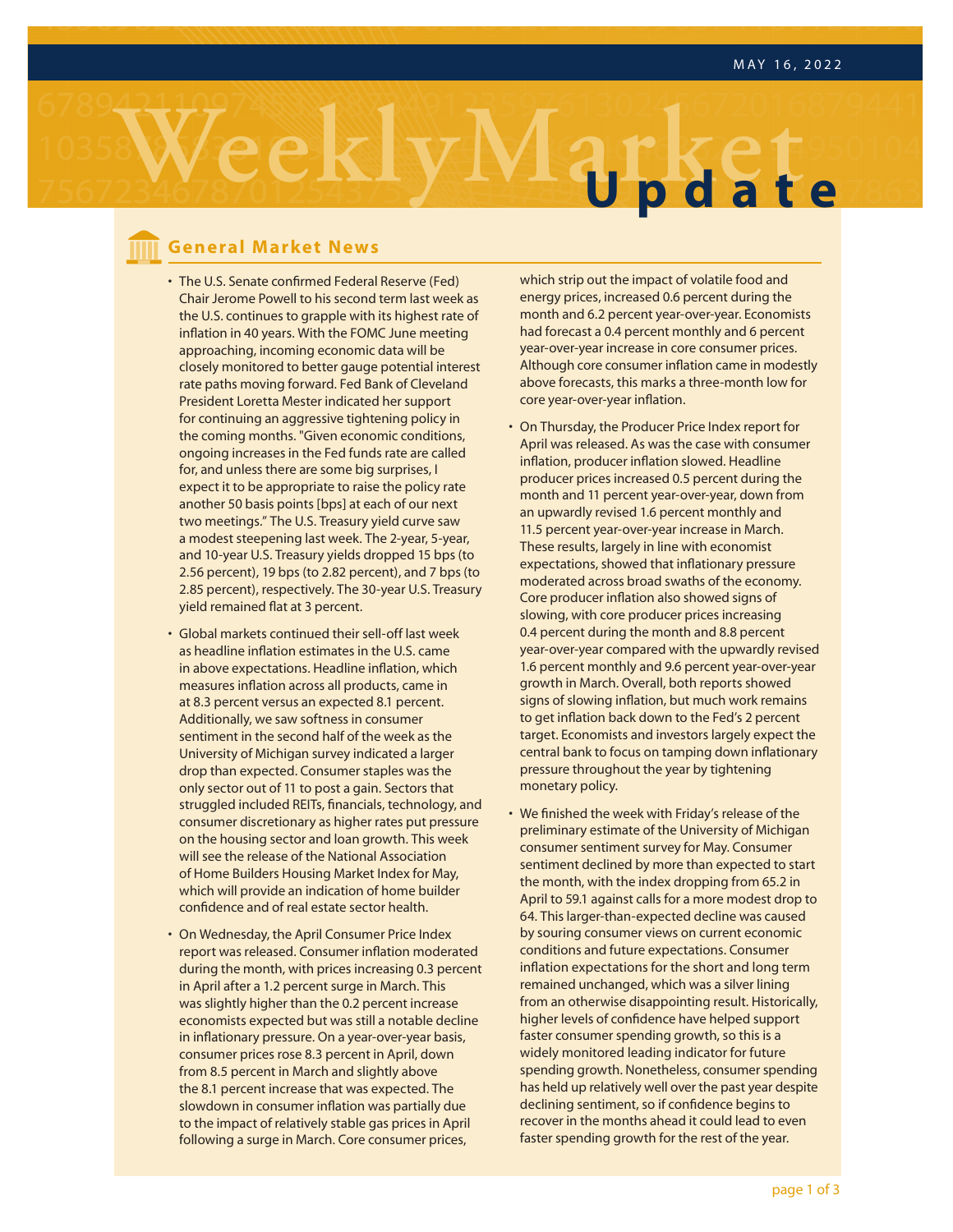MAY 16, 2022

# Weekly Market Update

## General Market News

- The U.S. Senate confirmed Federal Reserve (Fed) Chair Jerome Powell to his second term last week as the U.S. continues to grapple with its highest rate of inflation in 40 years. With the FOMC June meeting approaching, incoming economic data will be closely monitored to better gauge potential interest rate paths moving forward. Fed Bank of Cleveland President Loretta Mester indicated her support for continuing an aggressive tightening policy in the coming months. "Given economic conditions, ongoing increases in the Fed funds rate are called for, and unless there are some big surprises, I expect it to be appropriate to raise the policy rate another 50 basis points [bps] at each of our next two meetings." The U.S. Treasury yield curve saw a modest steepening last week. The 2-year, 5-year, and 10-year U.S. Treasury yields dropped 15 bps (to 2.56 percent), 19 bps (to 2.82 percent), and 7 bps (to 2.85 percent), respectively. The 30-year U.S. Treasury yield remained flat at 3 percent.

- Global markets continued their sell-off last week as headline inflation estimates in the U.S. came in above expectations. Headline inflation, which measures inflation across all products, came in at 8.3 percent versus an expected 8.1 percent. Additionally, we saw softness in consumer sentiment in the second half of the week as the University of Michigan survey indicated a larger drop than expected. Consumer staples was the only sector out of 11 to post a gain. Sectors that struggled included REITs, financials, technology, and consumer discretionary as higher rates put pressure on the housing sector and loan growth. This week will see the release of the National Association of Home Builders Housing Market Index for May, which will provide an indication of home builder confidence and of real estate sector health.

- On Wednesday, the April Consumer Price Index report was released. Consumer inflation moderated during the month, with prices increasing 0.3 percent in April after a 1.2 percent surge in March. This was slightly higher than the 0.2 percent increase economists expected but was still a notable decline in inflationary pressure. On a year-over-year basis, consumer prices rose 8.3 percent in April, down from 8.5 percent in March and slightly above the 8.1 percent increase that was expected. The slowdown in consumer inflation was partially due to the impact of relatively stable gas prices in April following a surge in March. Core consumer prices, which strip out the impact of volatile food and energy prices, increased 0.6 percent during the month and 6.2 percent year-over-year. Economists had forecast a 0.4 percent monthly and 6 percent year-over-year increase in core consumer prices. Although core consumer inflation came in modestly above forecasts, this marks a three-month low for core year-over-year inflation.

- On Thursday, the Producer Price Index report for April was released. As was the case with consumer inflation, producer inflation slowed. Headline producer prices increased 0.5 percent during the month and 11 percent year-over-year, down from an upwardly revised 1.6 percent monthly and 11.5 percent year-over-year increase in March. These results, largely in line with economist expectations, showed that inflationary pressure moderated across broad swaths of the economy. Core producer inflation also showed signs of slowing, with core producer prices increasing 0.4 percent during the month and 8.8 percent year-over-year compared with the upwardly revised 1.6 percent monthly and 9.6 percent year-over-year growth in March. Overall, both reports showed signs of slowing inflation, but much work remains to get inflation back down to the Fed's 2 percent target. Economists and investors largely expect the central bank to focus on tamping down inflationary pressure throughout the year by tightening monetary policy.

- We finished the week with Friday's release of the preliminary estimate of the University of Michigan consumer sentiment survey for May. Consumer sentiment declined by more than expected to start the month, with the index dropping from 65.2 in April to 59.1 against calls for a more modest drop to 64. This larger-than-expected decline was caused by souring consumer views on current economic conditions and future expectations. Consumer inflation expectations for the short and long term remained unchanged, which was a silver lining from an otherwise disappointing result. Historically, higher levels of confidence have helped support faster consumer spending growth, so this is a widely monitored leading indicator for future spending growth. Nonetheless, consumer spending has held up relatively well over the past year despite declining sentiment, so if confidence begins to recover in the months ahead it could lead to even faster spending growth for the rest of the year.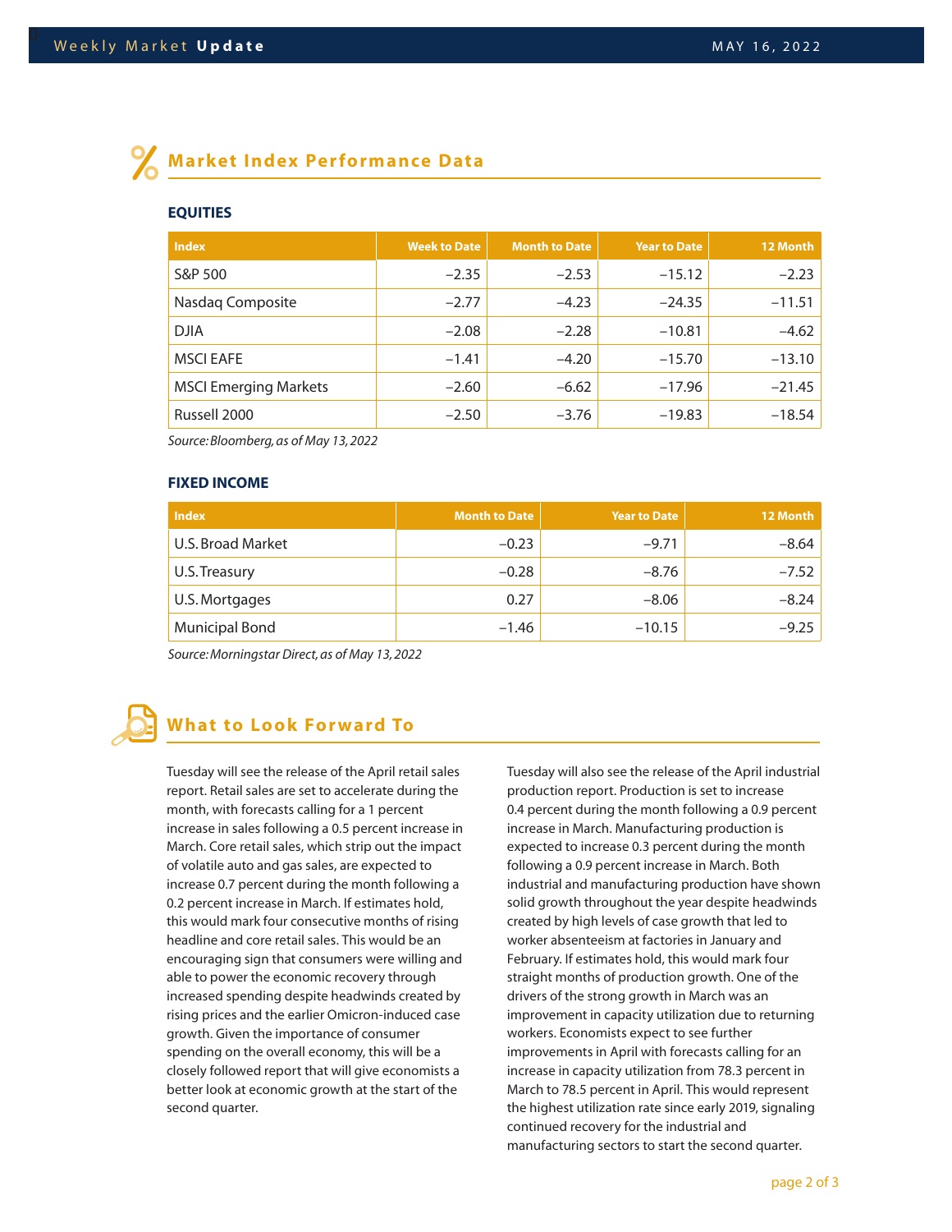## Market Index Performance Data

### EQUITIES

| Index | Week to Date | Month to Date | Year to Date | 12 Month |
|---|---|---|---|---|
| S&P 500 | −2.35 | −2.53 | −15.12 | −2.23 |
| Nasdaq Composite | −2.77 | −4.23 | −24.35 | −11.51 |
| DJIA | −2.08 | −2.28 | −10.81 | −4.62 |
| MSCI EAFE | −1.41 | −4.20 | −15.70 | −13.10 |
| MSCI Emerging Markets | −2.60 | −6.62 | −17.96 | −21.45 |
| Russell 2000 | −2.50 | −3.76 | −19.83 | −18.54 |

*Source: Bloomberg, as of May 13, 2022*

### FIXED INCOME

| Index | Month to Date | Year to Date | 12 Month |
|---|---|---|---|
| U.S. Broad Market | −0.23 | −9.71 | −8.64 |
| U.S. Treasury | −0.28 | −8.76 | −7.52 |
| U.S. Mortgages | 0.27 | −8.06 | −8.24 |
| Municipal Bond | −1.46 | −10.15 | −9.25 |

*Source: Morningstar Direct, as of May 13, 2022*

## What to Look Forward To

Tuesday will see the release of the April retail sales report. Retail sales are set to accelerate during the month, with forecasts calling for a 1 percent increase in sales following a 0.5 percent increase in March. Core retail sales, which strip out the impact of volatile auto and gas sales, are expected to increase 0.7 percent during the month following a 0.2 percent increase in March. If estimates hold, this would mark four consecutive months of rising headline and core retail sales. This would be an encouraging sign that consumers were willing and able to power the economic recovery through increased spending despite headwinds created by rising prices and the earlier Omicron-induced case growth. Given the importance of consumer spending on the overall economy, this will be a closely followed report that will give economists a better look at economic growth at the start of the second quarter.

Tuesday will also see the release of the April industrial production report. Production is set to increase 0.4 percent during the month following a 0.9 percent increase in March. Manufacturing production is expected to increase 0.3 percent during the month following a 0.9 percent increase in March. Both industrial and manufacturing production have shown solid growth throughout the year despite headwinds created by high levels of case growth that led to worker absenteeism at factories in January and February. If estimates hold, this would mark four straight months of production growth. One of the drivers of the strong growth in March was an improvement in capacity utilization due to returning workers. Economists expect to see further improvements in April with forecasts calling for an increase in capacity utilization from 78.3 percent in March to 78.5 percent in April. This would represent the highest utilization rate since early 2019, signaling continued recovery for the industrial and manufacturing sectors to start the second quarter.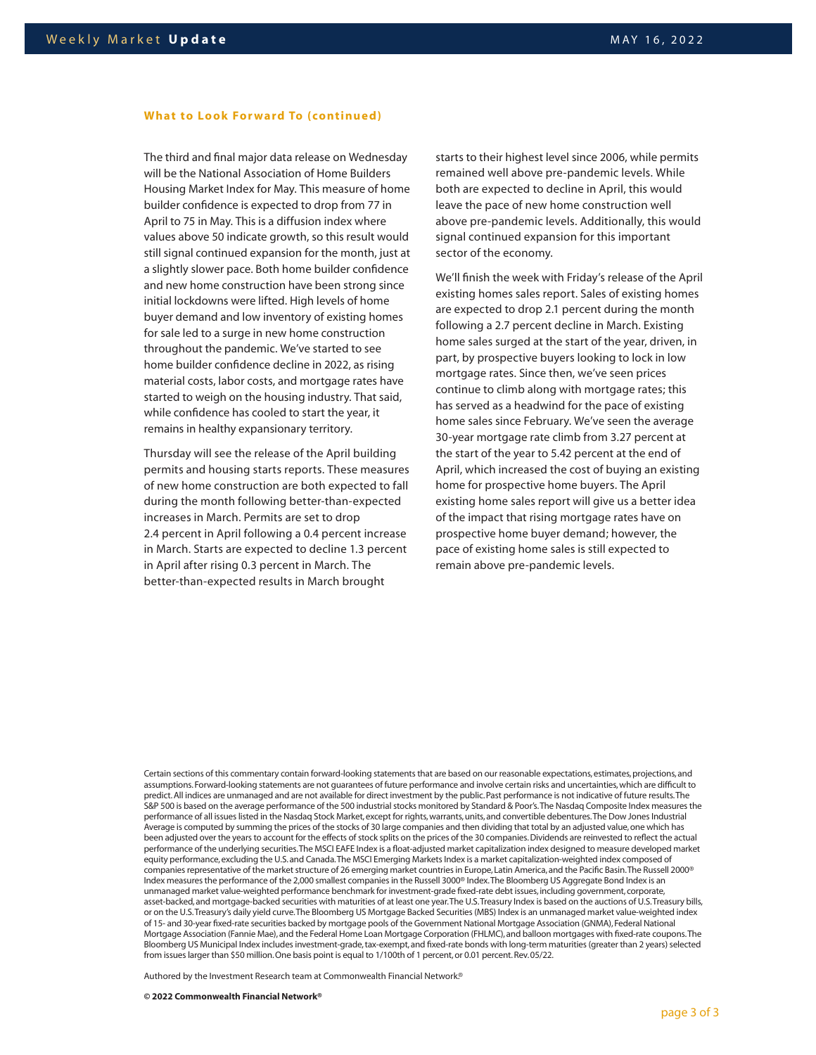### What to Look Forward To (continued)

The third and final major data release on Wednesday will be the National Association of Home Builders Housing Market Index for May. This measure of home builder confidence is expected to drop from 77 in April to 75 in May. This is a diffusion index where values above 50 indicate growth, so this result would still signal continued expansion for the month, just at a slightly slower pace. Both home builder confidence and new home construction have been strong since initial lockdowns were lifted. High levels of home buyer demand and low inventory of existing homes for sale led to a surge in new home construction throughout the pandemic. We've started to see home builder confidence decline in 2022, as rising material costs, labor costs, and mortgage rates have started to weigh on the housing industry. That said, while confidence has cooled to start the year, it remains in healthy expansionary territory.

Thursday will see the release of the April building permits and housing starts reports. These measures of new home construction are both expected to fall during the month following better-than-expected increases in March. Permits are set to drop 2.4 percent in April following a 0.4 percent increase in March. Starts are expected to decline 1.3 percent in April after rising 0.3 percent in March. The better-than-expected results in March brought starts to their highest level since 2006, while permits remained well above pre-pandemic levels. While both are expected to decline in April, this would leave the pace of new home construction well above pre-pandemic levels. Additionally, this would signal continued expansion for this important sector of the economy.

We'll finish the week with Friday's release of the April existing homes sales report. Sales of existing homes are expected to drop 2.1 percent during the month following a 2.7 percent decline in March. Existing home sales surged at the start of the year, driven, in part, by prospective buyers looking to lock in low mortgage rates. Since then, we've seen prices continue to climb along with mortgage rates; this has served as a headwind for the pace of existing home sales since February. We've seen the average 30-year mortgage rate climb from 3.27 percent at the start of the year to 5.42 percent at the end of April, which increased the cost of buying an existing home for prospective home buyers. The April existing home sales report will give us a better idea of the impact that rising mortgage rates have on prospective home buyer demand; however, the pace of existing home sales is still expected to remain above pre-pandemic levels.

Certain sections of this commentary contain forward-looking statements that are based on our reasonable expectations, estimates, projections, and assumptions. Forward-looking statements are not guarantees of future performance and involve certain risks and uncertainties, which are difficult to predict. All indices are unmanaged and are not available for direct investment by the public. Past performance is not indicative of future results. The S&P 500 is based on the average performance of the 500 industrial stocks monitored by Standard & Poor's. The Nasdaq Composite Index measures the performance of all issues listed in the Nasdaq Stock Market, except for rights, warrants, units, and convertible debentures. The Dow Jones Industrial Average is computed by summing the prices of the stocks of 30 large companies and then dividing that total by an adjusted value, one which has been adjusted over the years to account for the effects of stock splits on the prices of the 30 companies. Dividends are reinvested to reflect the actual performance of the underlying securities. The MSCI EAFE Index is a float-adjusted market capitalization index designed to measure developed market equity performance, excluding the U.S. and Canada. The MSCI Emerging Markets Index is a market capitalization-weighted index composed of companies representative of the market structure of 26 emerging market countries in Europe, Latin America, and the Pacific Basin. The Russell 2000® Index measures the performance of the 2,000 smallest companies in the Russell 3000® Index. The Bloomberg US Aggregate Bond Index is an unmanaged market value-weighted performance benchmark for investment-grade fixed-rate debt issues, including government, corporate, asset-backed, and mortgage-backed securities with maturities of at least one year. The U.S. Treasury Index is based on the auctions of U.S. Treasury bills, or on the U.S. Treasury's daily yield curve. The Bloomberg US Mortgage Backed Securities (MBS) Index is an unmanaged market value-weighted index of 15- and 30-year fixed-rate securities backed by mortgage pools of the Government National Mortgage Association (GNMA), Federal National Mortgage Association (Fannie Mae), and the Federal Home Loan Mortgage Corporation (FHLMC), and balloon mortgages with fixed-rate coupons. The Bloomberg US Municipal Index includes investment-grade, tax-exempt, and fixed-rate bonds with long-term maturities (greater than 2 years) selected from issues larger than $50 million. One basis point is equal to 1/100th of 1 percent, or 0.01 percent. Rev. 05/22.

Authored by the Investment Research team at Commonwealth Financial Network®

**© 2022 Commonwealth Financial Network®**